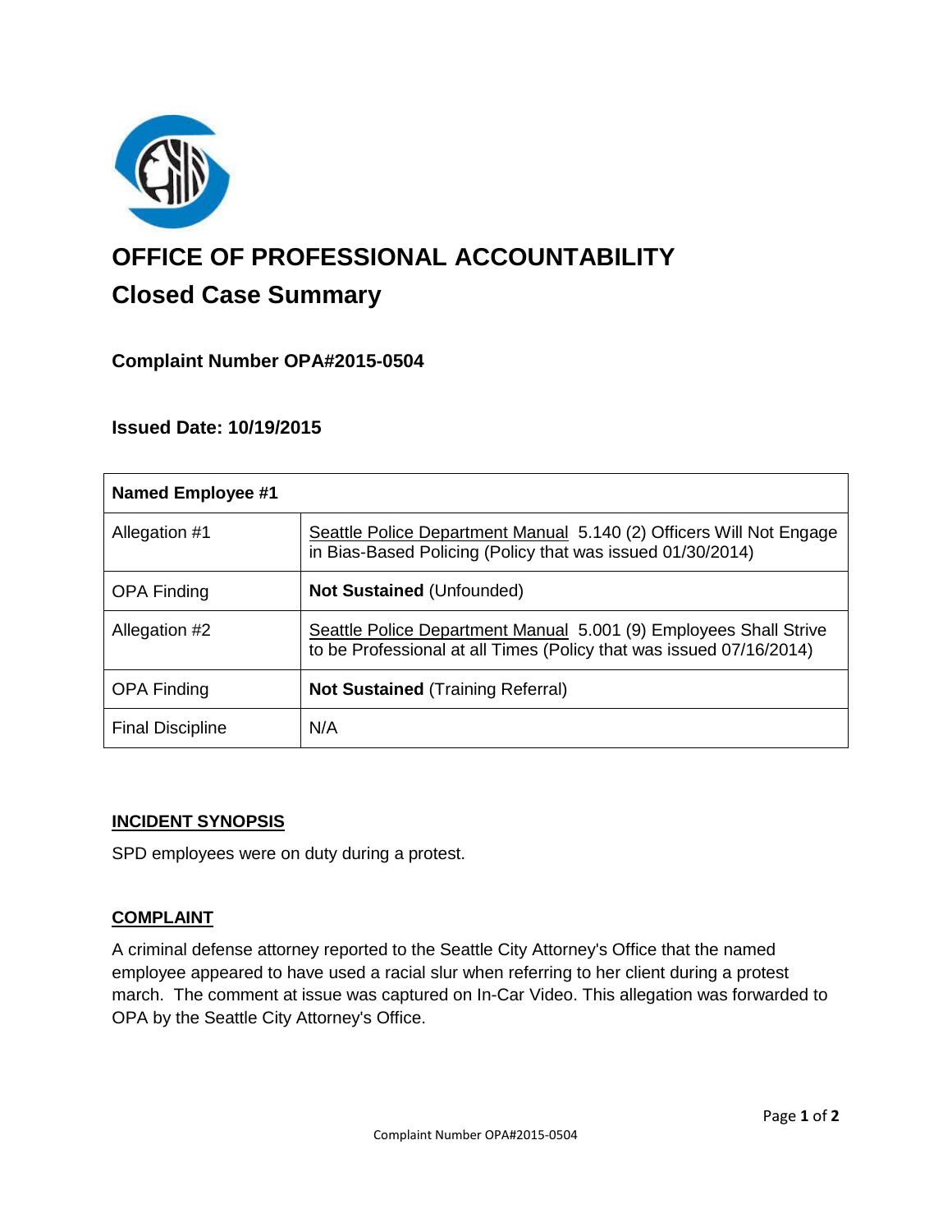# OFFICE OF PROFESSIONAL ACCOUNTABILITY

## Closed Case Summary

### Complaint Number OPA#2015-0504

### Issued Date: 10/19/2015

| **Named Employee #1** | |
|---|---|
| Allegation #1 | Seattle Police Department Manual 5.140 (2) Officers Will Not Engage in Bias-Based Policing (Policy that was issued 01/30/2014) |
| OPA Finding | **Not Sustained** (Unfounded) |
| Allegation #2 | Seattle Police Department Manual 5.001 (9) Employees Shall Strive to be Professional at all Times (Policy that was issued 07/16/2014) |
| OPA Finding | **Not Sustained** (Training Referral) |
| Final Discipline | N/A |

#### INCIDENT SYNOPSIS

SPD employees were on duty during a protest.

#### COMPLAINT

A criminal defense attorney reported to the Seattle City Attorney's Office that the named employee appeared to have used a racial slur when referring to her client during a protest march. The comment at issue was captured on In-Car Video. This allegation was forwarded to OPA by the Seattle City Attorney's Office.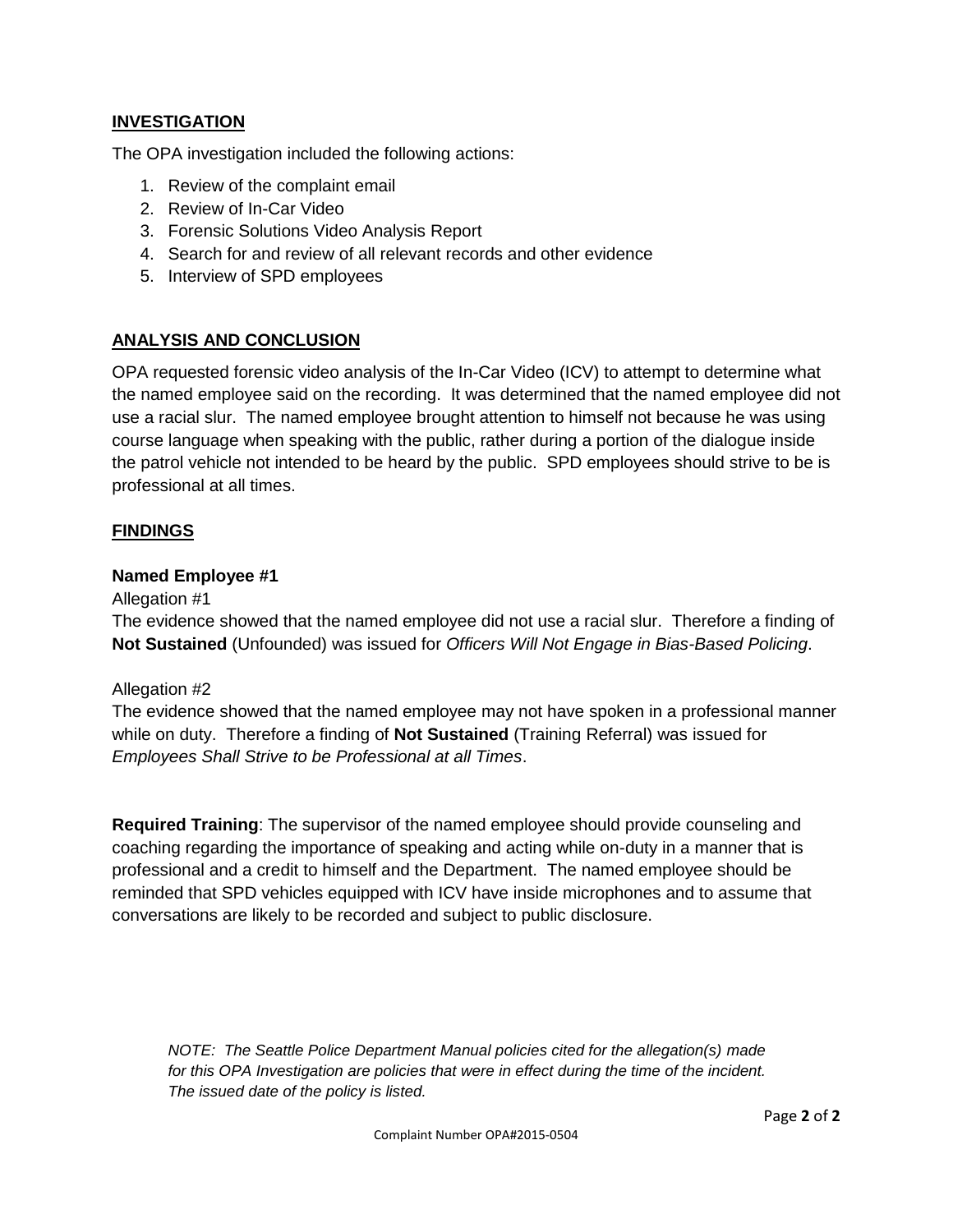## INVESTIGATION

The OPA investigation included the following actions:

1. Review of the complaint email
2. Review of In-Car Video
3. Forensic Solutions Video Analysis Report
4. Search for and review of all relevant records and other evidence
5. Interview of SPD employees

## ANALYSIS AND CONCLUSION

OPA requested forensic video analysis of the In-Car Video (ICV) to attempt to determine what the named employee said on the recording. It was determined that the named employee did not use a racial slur. The named employee brought attention to himself not because he was using course language when speaking with the public, rather during a portion of the dialogue inside the patrol vehicle not intended to be heard by the public. SPD employees should strive to be is professional at all times.

## FINDINGS

**Named Employee #1**

Allegation #1

The evidence showed that the named employee did not use a racial slur. Therefore a finding of **Not Sustained** (Unfounded) was issued for *Officers Will Not Engage in Bias-Based Policing*.

Allegation #2

The evidence showed that the named employee may not have spoken in a professional manner while on duty. Therefore a finding of **Not Sustained** (Training Referral) was issued for *Employees Shall Strive to be Professional at all Times*.

**Required Training**: The supervisor of the named employee should provide counseling and coaching regarding the importance of speaking and acting while on-duty in a manner that is professional and a credit to himself and the Department. The named employee should be reminded that SPD vehicles equipped with ICV have inside microphones and to assume that conversations are likely to be recorded and subject to public disclosure.

*NOTE: The Seattle Police Department Manual policies cited for the allegation(s) made for this OPA Investigation are policies that were in effect during the time of the incident. The issued date of the policy is listed.*

Complaint Number OPA#2015-0504